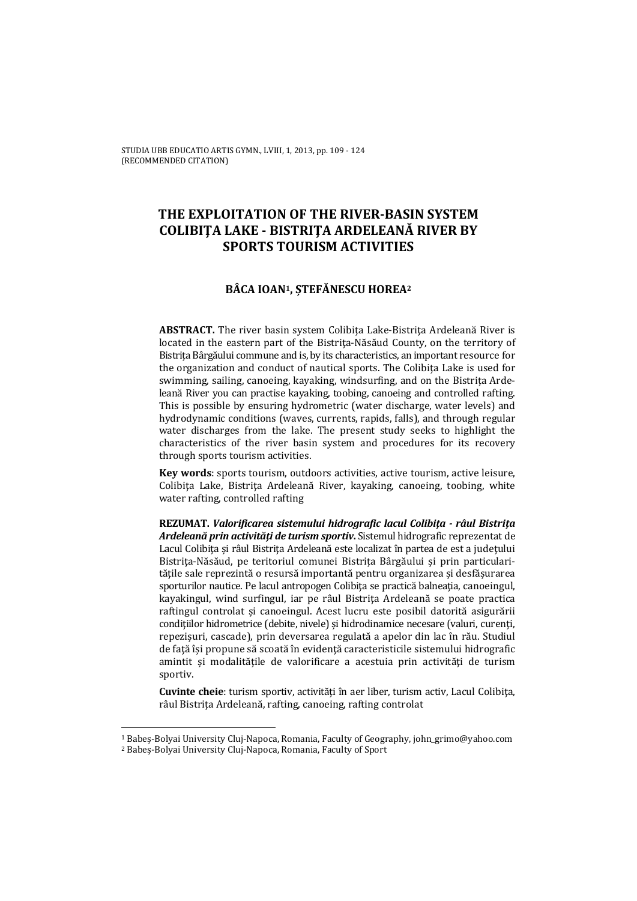STUDIA UBB EDUCATIO ARTIS GYMN., LVIII, 1, 2013, pp. 109 - 124
(RECOMMENDED CITATION)

# THE EXPLOITATION OF THE RIVER-BASIN SYSTEM COLIBIŢA LAKE - BISTRIŢA ARDELEANĂ RIVER BY SPORTS TOURISM ACTIVITIES

### BÂCA IOAN[1], ŞTEFĂNESCU HOREA[2]

**ABSTRACT.** The river basin system Colibiţa Lake-Bistriţa Ardeleană River is located in the eastern part of the Bistriţa-Năsăud County, on the territory of Bistriţa Bârgăului commune and is, by its characteristics, an important resource for the organization and conduct of nautical sports. The Colibiţa Lake is used for swimming, sailing, canoeing, kayaking, windsurfing, and on the Bistriţa Ardeleană River you can practise kayaking, toobing, canoeing and controlled rafting. This is possible by ensuring hydrometric (water discharge, water levels) and hydrodynamic conditions (waves, currents, rapids, falls), and through regular water discharges from the lake. The present study seeks to highlight the characteristics of the river basin system and procedures for its recovery through sports tourism activities.

**Key words**: sports tourism, outdoors activities, active tourism, active leisure, Colibiţa Lake, Bistriţa Ardeleană River, kayaking, canoeing, toobing, white water rafting, controlled rafting

**REZUMAT.** ***Valorificarea sistemului hidrografic lacul Colibiţa - râul Bistriţa Ardeleană prin activităţi de turism sportiv.*** Sistemul hidrografic reprezentat de Lacul Colibiţa şi râul Bistriţa Ardeleană este localizat în partea de est a judeţului Bistriţa-Năsăud, pe teritoriul comunei Bistriţa Bârgăului şi prin particularităţile sale reprezintă o resursă importantă pentru organizarea şi desfăşurarea sporturilor nautice. Pe lacul antropogen Colibiţa se practică balneaţia, canoeingul, kayakingul, wind surfingul, iar pe râul Bistriţa Ardeleană se poate practica raftingul controlat şi canoeingul. Acest lucru este posibil datorită asigurării condiţiilor hidrometrice (debite, nivele) şi hidrodinamice necesare (valuri, curenţi, repezişuri, cascade), prin deversarea regulată a apelor din lac în râu. Studiul de faţă îşi propune să scoată în evidenţă caracteristicile sistemului hidrografic amintit şi modalităţile de valorificare a acestuia prin activităţi de turism sportiv.

**Cuvinte cheie**: turism sportiv, activităţi în aer liber, turism activ, Lacul Colibiţa, râul Bistriţa Ardeleană, rafting, canoeing, rafting controlat

---

[1] Babeş-Bolyai University Cluj-Napoca, Romania, Faculty of Geography, john_grimo@yahoo.com

[2] Babeş-Bolyai University Cluj-Napoca, Romania, Faculty of Sport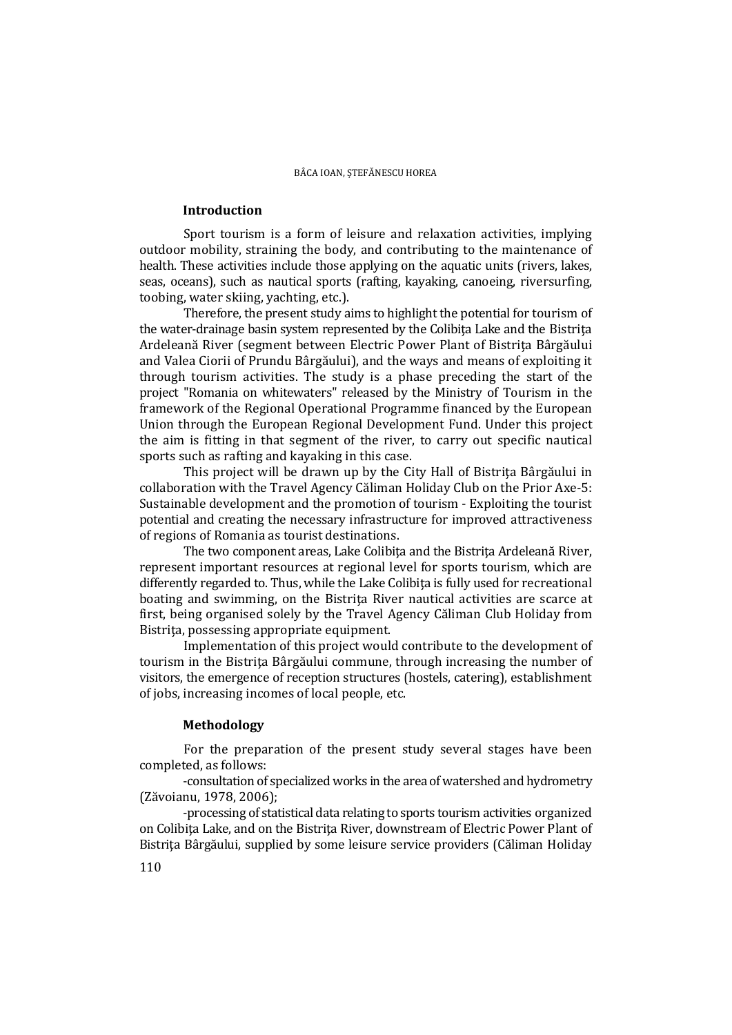## Introduction

Sport tourism is a form of leisure and relaxation activities, implying outdoor mobility, straining the body, and contributing to the maintenance of health. These activities include those applying on the aquatic units (rivers, lakes, seas, oceans), such as nautical sports (rafting, kayaking, canoeing, riversurfing, toobing, water skiing, yachting, etc.).

Therefore, the present study aims to highlight the potential for tourism of the water-drainage basin system represented by the Colibiţa Lake and the Bistriţa Ardeleană River (segment between Electric Power Plant of Bistriţa Bârgăului and Valea Ciorii of Prundu Bârgăului), and the ways and means of exploiting it through tourism activities. The study is a phase preceding the start of the project "Romania on whitewaters" released by the Ministry of Tourism in the framework of the Regional Operational Programme financed by the European Union through the European Regional Development Fund. Under this project the aim is fitting in that segment of the river, to carry out specific nautical sports such as rafting and kayaking in this case.

This project will be drawn up by the City Hall of Bistriţa Bârgăului in collaboration with the Travel Agency Căliman Holiday Club on the Prior Axe-5: Sustainable development and the promotion of tourism - Exploiting the tourist potential and creating the necessary infrastructure for improved attractiveness of regions of Romania as tourist destinations.

The two component areas, Lake Colibiţa and the Bistriţa Ardeleană River, represent important resources at regional level for sports tourism, which are differently regarded to. Thus, while the Lake Colibiţa is fully used for recreational boating and swimming, on the Bistriţa River nautical activities are scarce at first, being organised solely by the Travel Agency Căliman Club Holiday from Bistriţa, possessing appropriate equipment.

Implementation of this project would contribute to the development of tourism in the Bistriţa Bârgăului commune, through increasing the number of visitors, the emergence of reception structures (hostels, catering), establishment of jobs, increasing incomes of local people, etc.

## Methodology

For the preparation of the present study several stages have been completed, as follows:

-consultation of specialized works in the area of watershed and hydrometry (Zăvoianu, 1978, 2006);

-processing of statistical data relating to sports tourism activities organized on Colibiţa Lake, and on the Bistriţa River, downstream of Electric Power Plant of Bistriţa Bârgăului, supplied by some leisure service providers (Căliman Holiday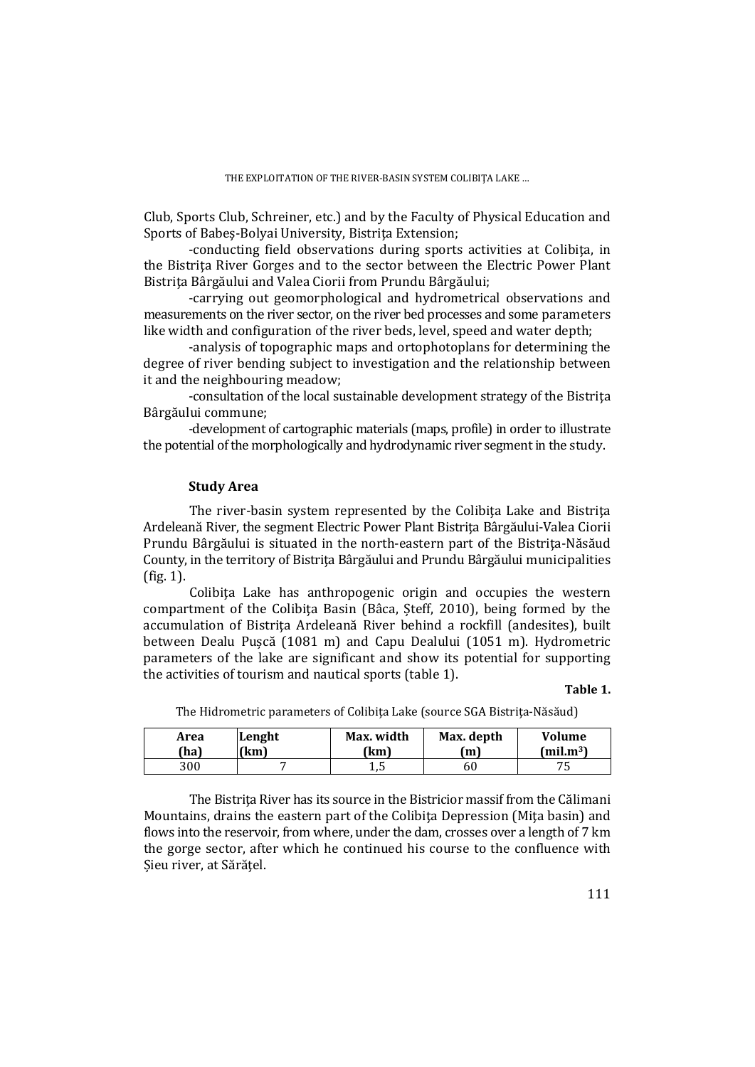Club, Sports Club, Schreiner, etc.) and by the Faculty of Physical Education and Sports of Babeş-Bolyai University, Bistriţa Extension;

-conducting field observations during sports activities at Colibiţa, in the Bistriţa River Gorges and to the sector between the Electric Power Plant Bistriţa Bârgăului and Valea Ciorii from Prundu Bârgăului;

-carrying out geomorphological and hydrometrical observations and measurements on the river sector, on the river bed processes and some parameters like width and configuration of the river beds, level, speed and water depth;

-analysis of topographic maps and ortophotoplans for determining the degree of river bending subject to investigation and the relationship between it and the neighbouring meadow;

-consultation of the local sustainable development strategy of the Bistriţa Bârgăului commune;

-development of cartographic materials (maps, profile) in order to illustrate the potential of the morphologically and hydrodynamic river segment in the study.

## Study Area

The river-basin system represented by the Colibiţa Lake and Bistriţa Ardeleană River, the segment Electric Power Plant Bistriţa Bârgăului-Valea Ciorii Prundu Bârgăului is situated in the north-eastern part of the Bistriţa-Năsăud County, in the territory of Bistriţa Bârgăului and Prundu Bârgăului municipalities (fig. 1).

Colibiţa Lake has anthropogenic origin and occupies the western compartment of the Colibiţa Basin (Bâca, Şteff, 2010), being formed by the accumulation of Bistriţa Ardeleană River behind a rockfill (andesites), built between Dealu Puşcă (1081 m) and Capu Dealului (1051 m). Hydrometric parameters of the lake are significant and show its potential for supporting the activities of tourism and nautical sports (table 1).

**Table 1.**

The Hidrometric parameters of Colibiţa Lake (source SGA Bistriţa-Năsăud)

| Area (ha) | Lenght (km) | Max. width (km) | Max. depth (m) | Volume (mil.m$^3$) |
|---|---|---|---|---|
| 300 | 7 | 1,5 | 60 | 75 |

The Bistriţa River has its source in the Bistricior massif from the Călimani Mountains, drains the eastern part of the Colibiţa Depression (Miţa basin) and flows into the reservoir, from where, under the dam, crosses over a length of 7 km the gorge sector, after which he continued his course to the confluence with Şieu river, at Sărăţel.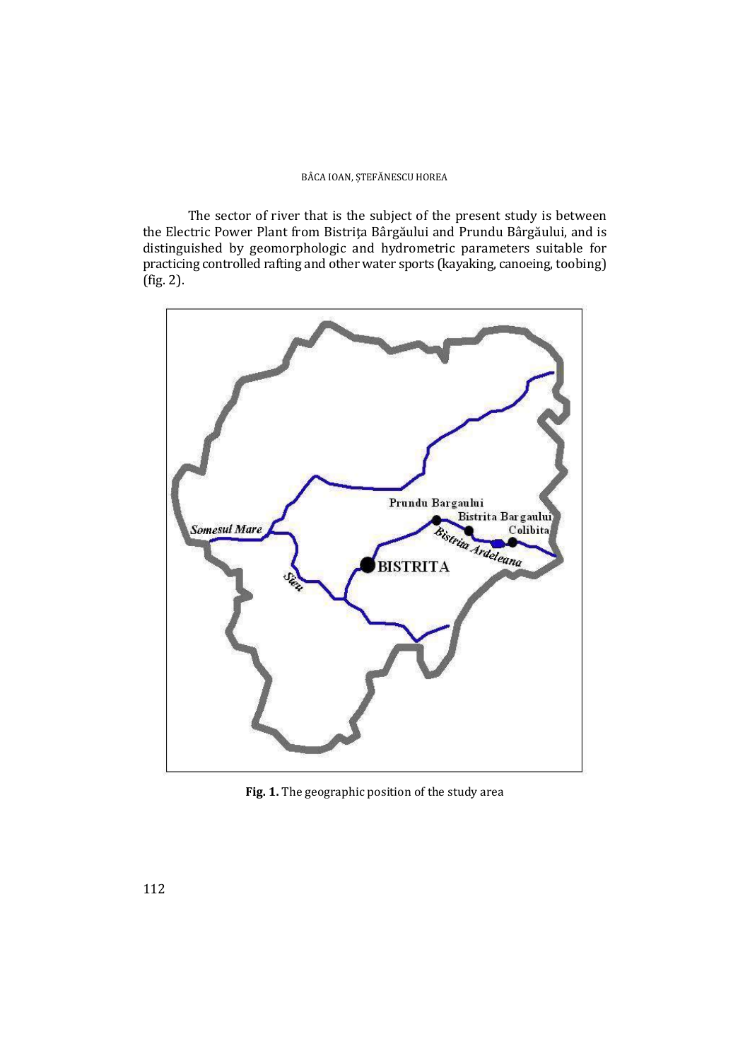The sector of river that is the subject of the present study is between the Electric Power Plant from Bistrița Bârgăului and Prundu Bârgăului, and is distinguished by geomorphologic and hydrometric parameters suitable for practicing controlled rafting and other water sports (kayaking, canoeing, toobing) (fig. 2).

**Fig. 1.** The geographic position of the study area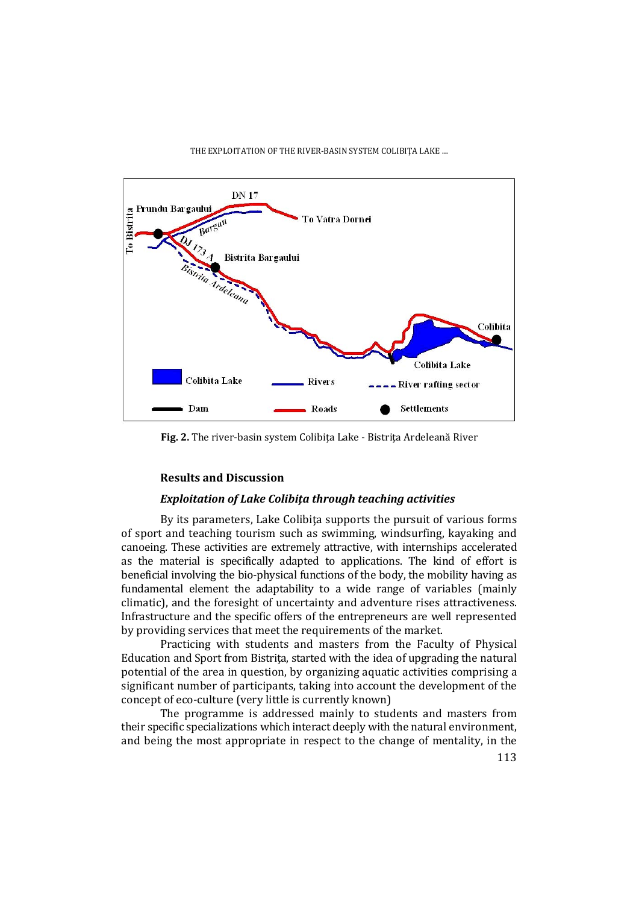Fig. 2. The river-basin system Colibiţa Lake - Bistriţa Ardeleană River

### Results and Discussion

#### *Exploitation of Lake Colibiţa through teaching activities*

By its parameters, Lake Colibiţa supports the pursuit of various forms of sport and teaching tourism such as swimming, windsurfing, kayaking and canoeing. These activities are extremely attractive, with internships accelerated as the material is specifically adapted to applications. The kind of effort is beneficial involving the bio-physical functions of the body, the mobility having as fundamental element the adaptability to a wide range of variables (mainly climatic), and the foresight of uncertainty and adventure rises attractiveness. Infrastructure and the specific offers of the entrepreneurs are well represented by providing services that meet the requirements of the market.

Practicing with students and masters from the Faculty of Physical Education and Sport from Bistriţa, started with the idea of upgrading the natural potential of the area in question, by organizing aquatic activities comprising a significant number of participants, taking into account the development of the concept of eco-culture (very little is currently known)

The programme is addressed mainly to students and masters from their specific specializations which interact deeply with the natural environment, and being the most appropriate in respect to the change of mentality, in the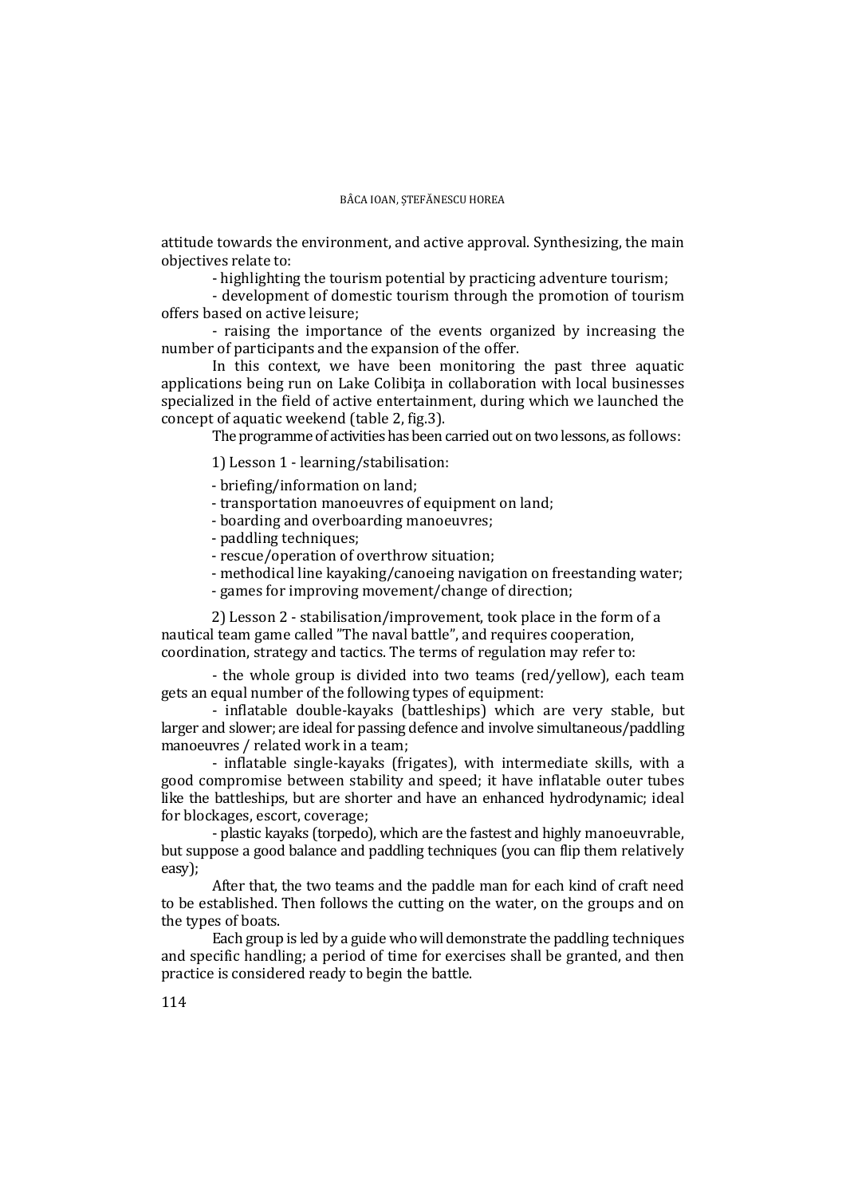attitude towards the environment, and active approval. Synthesizing, the main objectives relate to:

- highlighting the tourism potential by practicing adventure tourism;
- development of domestic tourism through the promotion of tourism offers based on active leisure;
- raising the importance of the events organized by increasing the number of participants and the expansion of the offer.

In this context, we have been monitoring the past three aquatic applications being run on Lake Colibiţa in collaboration with local businesses specialized in the field of active entertainment, during which we launched the concept of aquatic weekend (table 2, fig.3).

The programme of activities has been carried out on two lessons, as follows:

1) Lesson 1 - learning/stabilisation:

- briefing/information on land;
- transportation manoeuvres of equipment on land;
- boarding and overboarding manoeuvres;
- paddling techniques;
- rescue/operation of overthrow situation;
- methodical line kayaking/canoeing navigation on freestanding water;
- games for improving movement/change of direction;

2) Lesson 2 - stabilisation/improvement, took place in the form of a nautical team game called "The naval battle", and requires cooperation, coordination, strategy and tactics. The terms of regulation may refer to:

- the whole group is divided into two teams (red/yellow), each team gets an equal number of the following types of equipment:
- inflatable double-kayaks (battleships) which are very stable, but larger and slower; are ideal for passing defence and involve simultaneous/paddling manoeuvres / related work in a team;
- inflatable single-kayaks (frigates), with intermediate skills, with a good compromise between stability and speed; it have inflatable outer tubes like the battleships, but are shorter and have an enhanced hydrodynamic; ideal for blockages, escort, coverage;
- plastic kayaks (torpedo), which are the fastest and highly manoeuvrable, but suppose a good balance and paddling techniques (you can flip them relatively easy);

After that, the two teams and the paddle man for each kind of craft need to be established. Then follows the cutting on the water, on the groups and on the types of boats.

Each group is led by a guide who will demonstrate the paddling techniques and specific handling; a period of time for exercises shall be granted, and then practice is considered ready to begin the battle.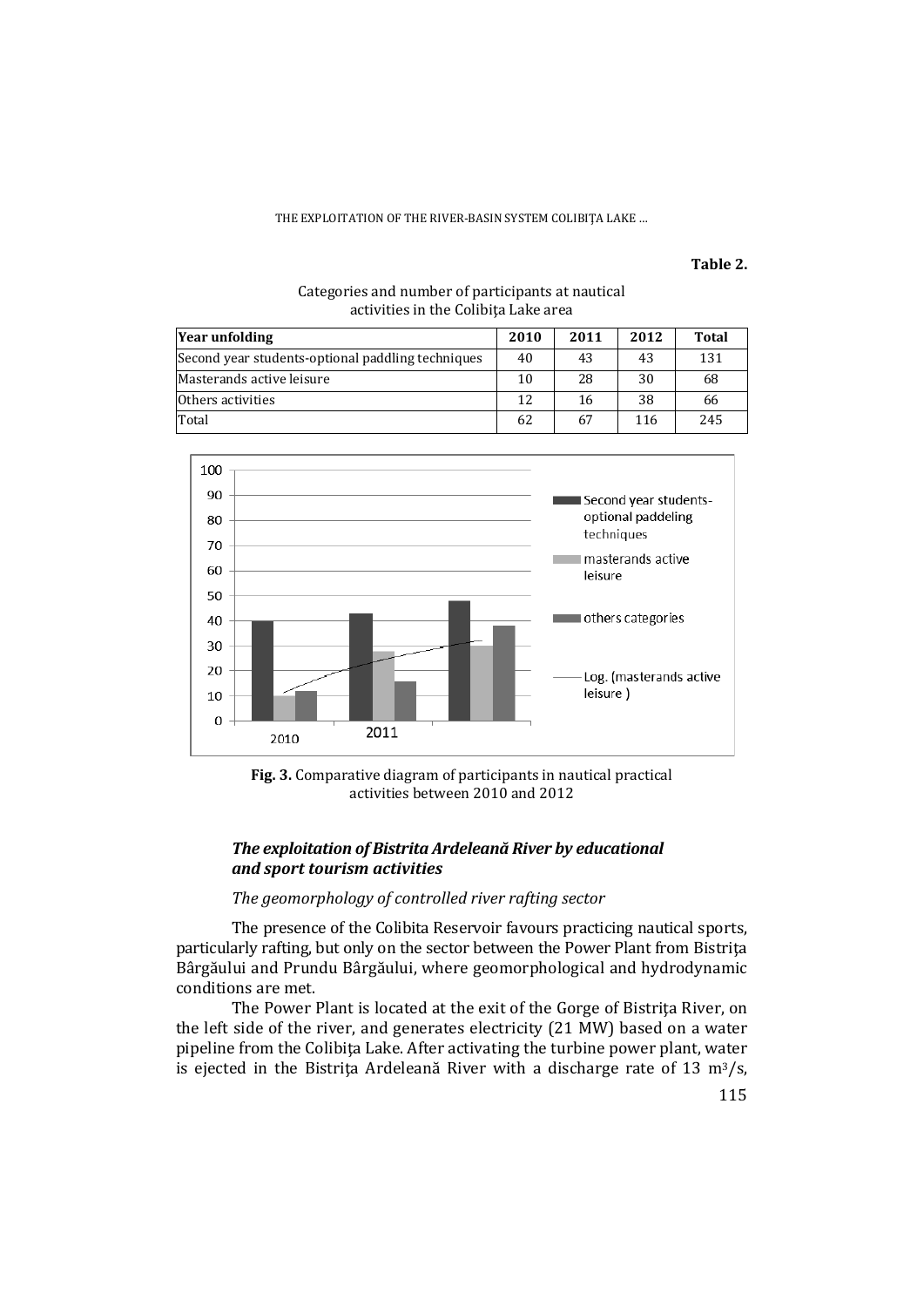**Table 2.**

Categories and number of participants at nautical activities in the Colibiţa Lake area

| Year unfolding | 2010 | 2011 | 2012 | Total |
|---|---|---|---|---|
| Second year students-optional paddling techniques | 40 | 43 | 43 | 131 |
| Masterands active leisure | 10 | 28 | 30 | 68 |
| Others activities | 12 | 16 | 38 | 66 |
| Total | 62 | 67 | 116 | 245 |

**Fig. 3.** Comparative diagram of participants in nautical practical activities between 2010 and 2012

### *The exploitation of Bistrita Ardeleană River by educational and sport tourism activities*

*The geomorphology of controlled river rafting sector*

The presence of the Colibita Reservoir favours practicing nautical sports, particularly rafting, but only on the sector between the Power Plant from Bistriţa Bârgăului and Prundu Bârgăului, where geomorphological and hydrodynamic conditions are met.

The Power Plant is located at the exit of the Gorge of Bistriţa River, on the left side of the river, and generates electricity (21 MW) based on a water pipeline from the Colibiţa Lake. After activating the turbine power plant, water is ejected in the Bistriţa Ardeleană River with a discharge rate of 13 $m^3/s$,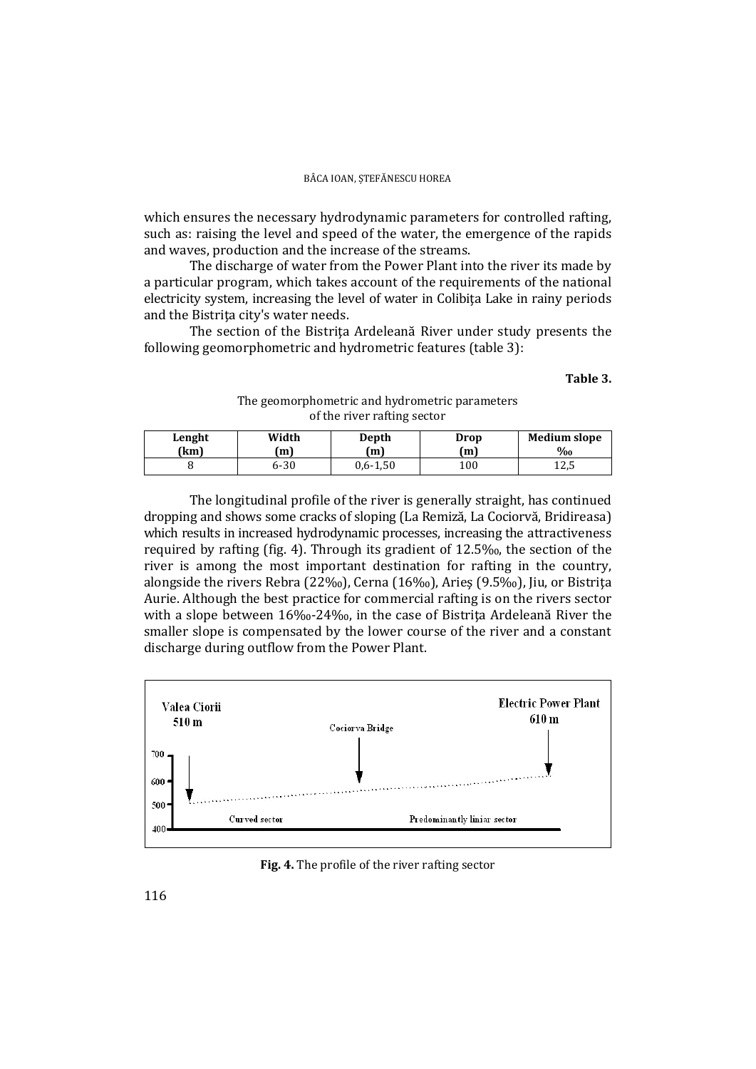which ensures the necessary hydrodynamic parameters for controlled rafting, such as: raising the level and speed of the water, the emergence of the rapids and waves, production and the increase of the streams.

The discharge of water from the Power Plant into the river its made by a particular program, which takes account of the requirements of the national electricity system, increasing the level of water in Colibiţa Lake in rainy periods and the Bistriţa city's water needs.

The section of the Bistriţa Ardeleană River under study presents the following geomorphometric and hydrometric features (table 3):

**Table 3.**

The geomorphometric and hydrometric parameters of the river rafting sector

| Lenght (km) | Width (m) | Depth (m) | Drop (m) | Medium slope ‰ |
|---|---|---|---|---|
| 8 | 6-30 | 0,6-1,50 | 100 | 12,5 |

The longitudinal profile of the river is generally straight, has continued dropping and shows some cracks of sloping (La Remiză, La Cociorvă, Bridireasa) which results in increased hydrodynamic processes, increasing the attractiveness required by rafting (fig. 4). Through its gradient of 12.5‰, the section of the river is among the most important destination for rafting in the country, alongside the rivers Rebra (22‰), Cerna (16‰), Arieş (9.5‰), Jiu, or Bistriţa Aurie. Although the best practice for commercial rafting is on the rivers sector with a slope between 16‰-24‰, in the case of Bistriţa Ardeleană River the smaller slope is compensated by the lower course of the river and a constant discharge during outflow from the Power Plant.

Valea Ciorii 510 m | Cociorva Bridge | Electric Power Plant 610 m | 700 | 600 | 500 | 400 | Curved sector | Predominantly liniar sector

**Fig. 4.** The profile of the river rafting sector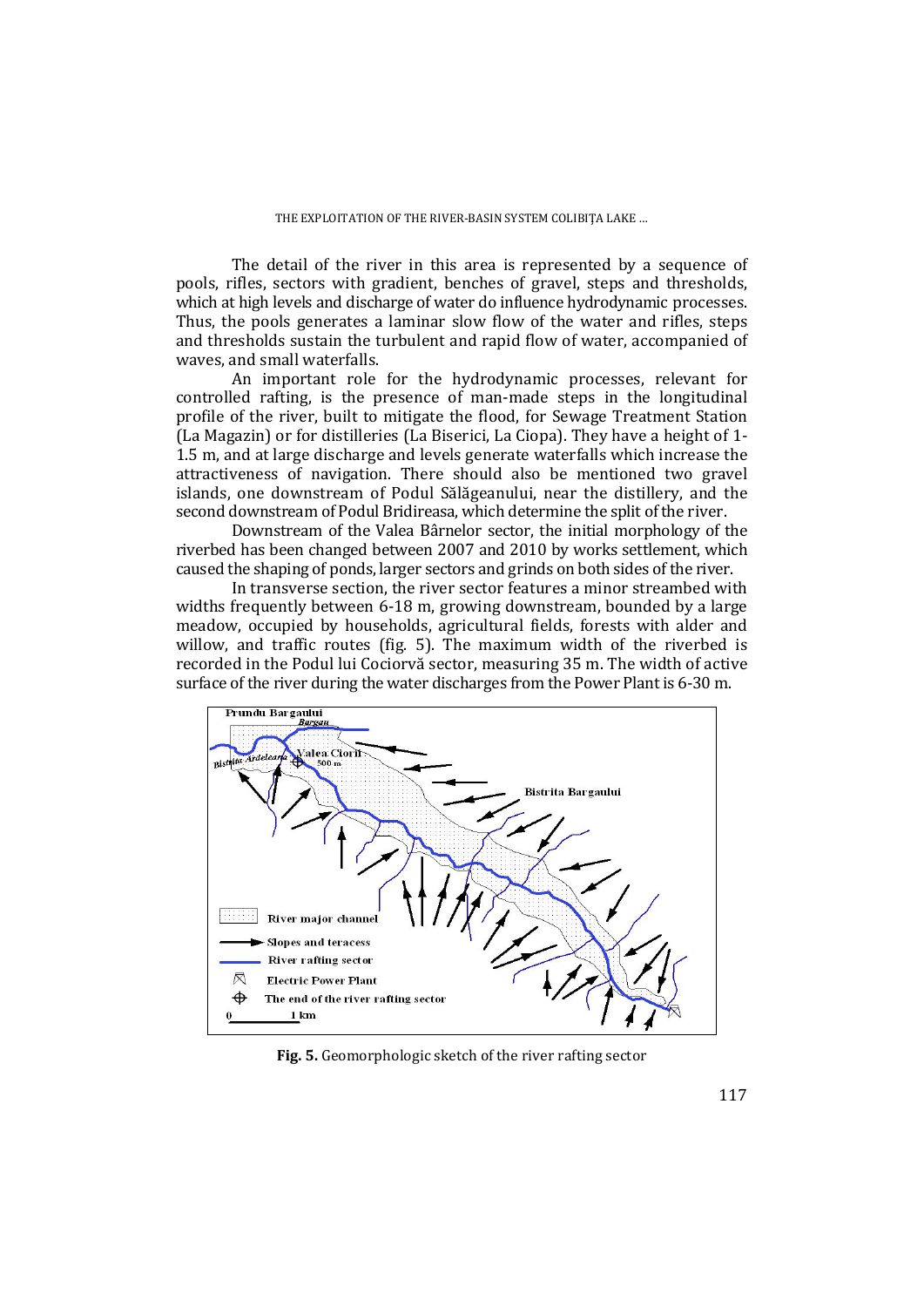The detail of the river in this area is represented by a sequence of pools, rifles, sectors with gradient, benches of gravel, steps and thresholds, which at high levels and discharge of water do influence hydrodynamic processes. Thus, the pools generates a laminar slow flow of the water and rifles, steps and thresholds sustain the turbulent and rapid flow of water, accompanied of waves, and small waterfalls.

An important role for the hydrodynamic processes, relevant for controlled rafting, is the presence of man-made steps in the longitudinal profile of the river, built to mitigate the flood, for Sewage Treatment Station (La Magazin) or for distilleries (La Biserici, La Ciopa). They have a height of 1-1.5 m, and at large discharge and levels generate waterfalls which increase the attractiveness of navigation. There should also be mentioned two gravel islands, one downstream of Podul Sălăgeanului, near the distillery, and the second downstream of Podul Bridireasa, which determine the split of the river.

Downstream of the Valea Bârnelor sector, the initial morphology of the riverbed has been changed between 2007 and 2010 by works settlement, which caused the shaping of ponds, larger sectors and grinds on both sides of the river.

In transverse section, the river sector features a minor streambed with widths frequently between 6-18 m, growing downstream, bounded by a large meadow, occupied by households, agricultural fields, forests with alder and willow, and traffic routes (fig. 5). The maximum width of the riverbed is recorded in the Podul lui Cociorvă sector, measuring 35 m. The width of active surface of the river during the water discharges from the Power Plant is 6-30 m.

**Fig. 5.** Geomorphologic sketch of the river rafting sector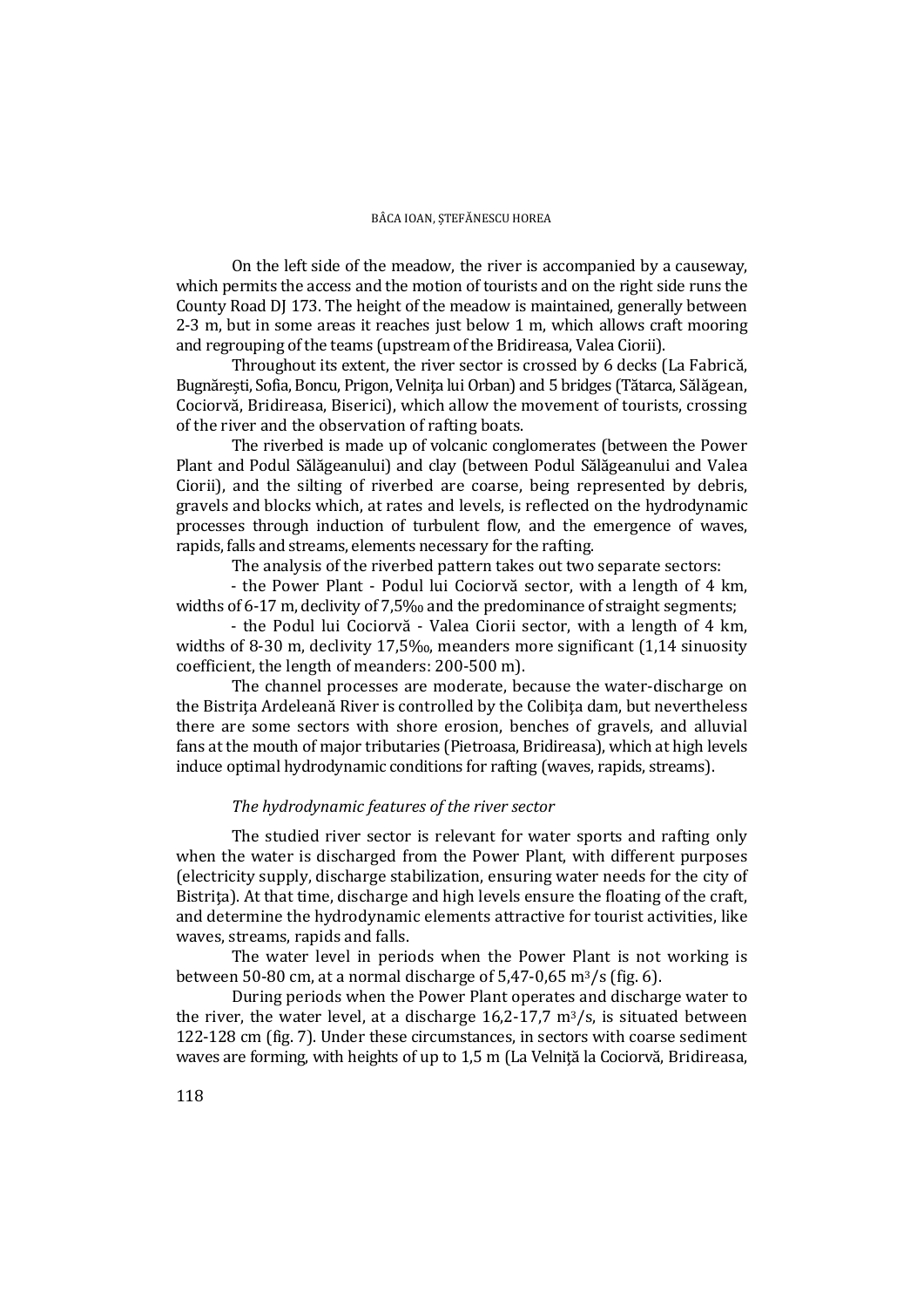On the left side of the meadow, the river is accompanied by a causeway, which permits the access and the motion of tourists and on the right side runs the County Road DJ 173. The height of the meadow is maintained, generally between 2-3 m, but in some areas it reaches just below 1 m, which allows craft mooring and regrouping of the teams (upstream of the Bridireasa, Valea Ciorii).

Throughout its extent, the river sector is crossed by 6 decks (La Fabrică, Bugnărești, Sofia, Boncu, Prigon, Velnița lui Orban) and 5 bridges (Tătarca, Sălăgean, Cociorvă, Bridireasa, Biserici), which allow the movement of tourists, crossing of the river and the observation of rafting boats.

The riverbed is made up of volcanic conglomerates (between the Power Plant and Podul Sălăgeanului) and clay (between Podul Sălăgeanului and Valea Ciorii), and the silting of riverbed are coarse, being represented by debris, gravels and blocks which, at rates and levels, is reflected on the hydrodynamic processes through induction of turbulent flow, and the emergence of waves, rapids, falls and streams, elements necessary for the rafting.

The analysis of the riverbed pattern takes out two separate sectors:

- the Power Plant - Podul lui Cociorvă sector, with a length of 4 km, widths of 6-17 m, declivity of 7,5‰ and the predominance of straight segments;

- the Podul lui Cociorvă - Valea Ciorii sector, with a length of 4 km, widths of 8-30 m, declivity 17,5‰, meanders more significant (1,14 sinuosity coefficient, the length of meanders: 200-500 m).

The channel processes are moderate, because the water-discharge on the Bistrița Ardeleană River is controlled by the Colibița dam, but nevertheless there are some sectors with shore erosion, benches of gravels, and alluvial fans at the mouth of major tributaries (Pietroasa, Bridireasa), which at high levels induce optimal hydrodynamic conditions for rafting (waves, rapids, streams).

### *The hydrodynamic features of the river sector*

The studied river sector is relevant for water sports and rafting only when the water is discharged from the Power Plant, with different purposes (electricity supply, discharge stabilization, ensuring water needs for the city of Bistrița). At that time, discharge and high levels ensure the floating of the craft, and determine the hydrodynamic elements attractive for tourist activities, like waves, streams, rapids and falls.

The water level in periods when the Power Plant is not working is between 50-80 cm, at a normal discharge of 5,47-0,65 $m^3/s$ (fig. 6).

During periods when the Power Plant operates and discharge water to the river, the water level, at a discharge 16,2-17,7 $m^3/s$, is situated between 122-128 cm (fig. 7). Under these circumstances, in sectors with coarse sediment waves are forming, with heights of up to 1,5 m (La Velniță la Cociorvă, Bridireasa,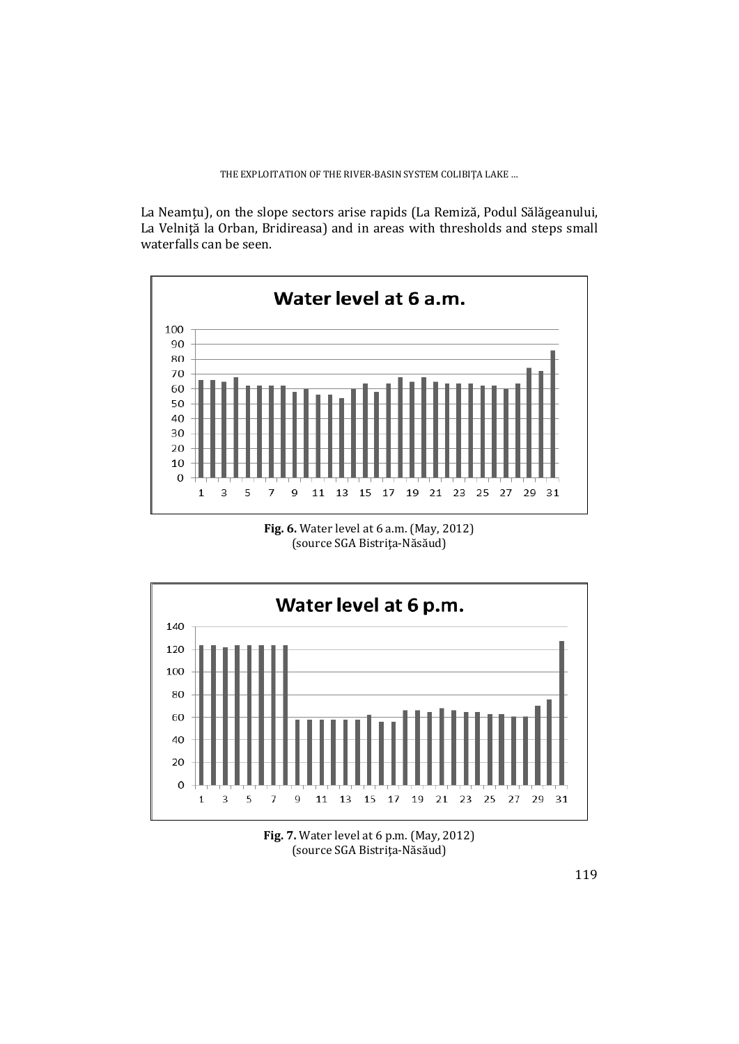La Neamţu), on the slope sectors arise rapids (La Remiză, Podul Sălăgeanului, La Velniţă la Orban, Bridireasa) and in areas with thresholds and steps small waterfalls can be seen.

**Fig. 6.** Water level at 6 a.m. (May, 2012)
(source SGA Bistriţa-Năsăud)

**Fig. 7.** Water level at 6 p.m. (May, 2012)
(source SGA Bistriţa-Năsăud)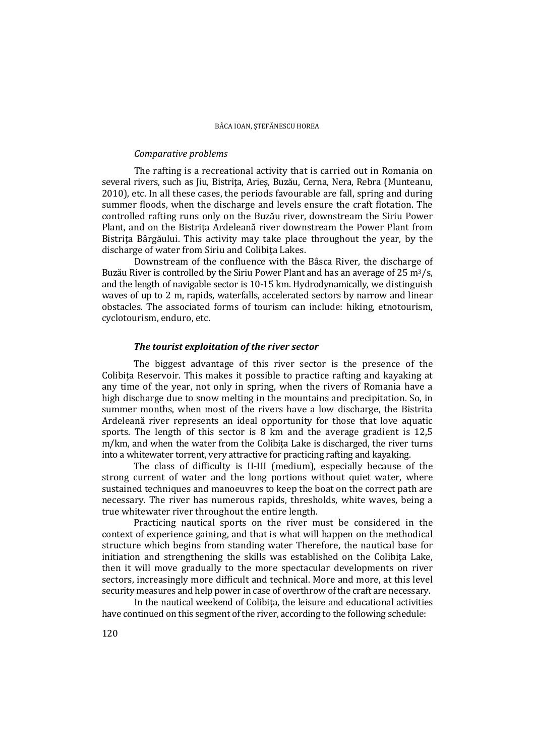*Comparative problems*

The rafting is a recreational activity that is carried out in Romania on several rivers, such as Jiu, Bistriţa, Arieş, Buzău, Cerna, Nera, Rebra (Munteanu, 2010), etc. In all these cases, the periods favourable are fall, spring and during summer floods, when the discharge and levels ensure the craft flotation. The controlled rafting runs only on the Buzău river, downstream the Siriu Power Plant, and on the Bistriţa Ardeleană river downstream the Power Plant from Bistriţa Bârgăului. This activity may take place throughout the year, by the discharge of water from Siriu and Colibiţa Lakes.

Downstream of the confluence with the Bâsca River, the discharge of Buzău River is controlled by the Siriu Power Plant and has an average of 25 $m^3/s$, and the length of navigable sector is 10-15 km. Hydrodynamically, we distinguish waves of up to 2 m, rapids, waterfalls, accelerated sectors by narrow and linear obstacles. The associated forms of tourism can include: hiking, etnotourism, cyclotourism, enduro, etc.

***The tourist exploitation of the river sector***

The biggest advantage of this river sector is the presence of the Colibiţa Reservoir. This makes it possible to practice rafting and kayaking at any time of the year, not only in spring, when the rivers of Romania have a high discharge due to snow melting in the mountains and precipitation. So, in summer months, when most of the rivers have a low discharge, the Bistrita Ardeleană river represents an ideal opportunity for those that love aquatic sports. The length of this sector is 8 km and the average gradient is 12,5 m/km, and when the water from the Colibiţa Lake is discharged, the river turns into a whitewater torrent, very attractive for practicing rafting and kayaking.

The class of difficulty is II-III (medium), especially because of the strong current of water and the long portions without quiet water, where sustained techniques and manoeuvres to keep the boat on the correct path are necessary. The river has numerous rapids, thresholds, white waves, being a true whitewater river throughout the entire length.

Practicing nautical sports on the river must be considered in the context of experience gaining, and that is what will happen on the methodical structure which begins from standing water Therefore, the nautical base for initiation and strengthening the skills was established on the Colibiţa Lake, then it will move gradually to the more spectacular developments on river sectors, increasingly more difficult and technical. More and more, at this level security measures and help power in case of overthrow of the craft are necessary.

In the nautical weekend of Colibiţa, the leisure and educational activities have continued on this segment of the river, according to the following schedule: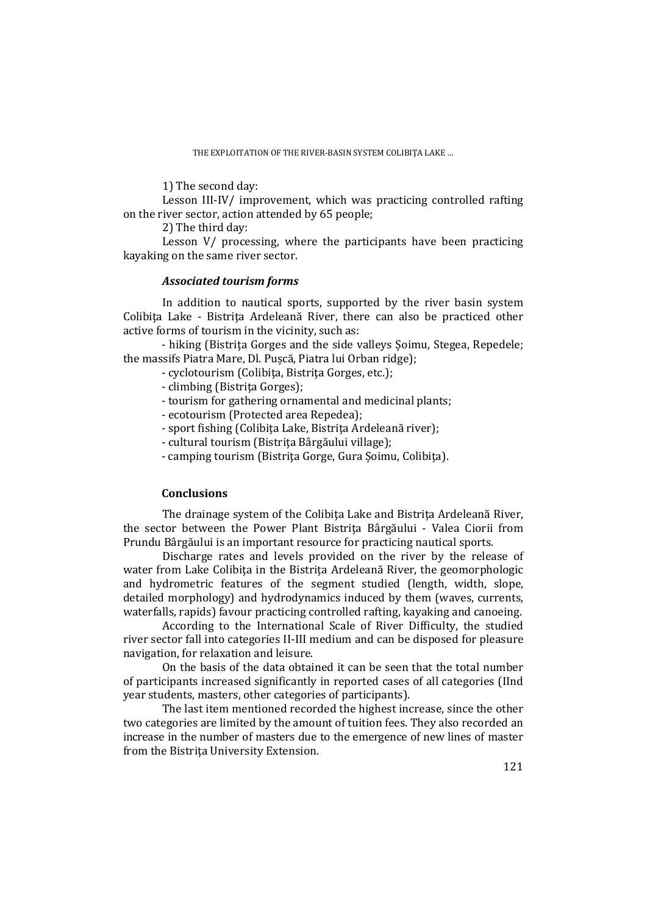1) The second day:

Lesson III-IV/ improvement, which was practicing controlled rafting on the river sector, action attended by 65 people;

2) The third day:

Lesson V/ processing, where the participants have been practicing kayaking on the same river sector.

### *Associated tourism forms*

In addition to nautical sports, supported by the river basin system Colibiţa Lake - Bistriţa Ardeleană River, there can also be practiced other active forms of tourism in the vicinity, such as:

- hiking (Bistriţa Gorges and the side valleys Șoimu, Stegea, Repedele; the massifs Piatra Mare, Dl. Pușcă, Piatra lui Orban ridge);
- cyclotourism (Colibiţa, Bistriţa Gorges, etc.);
- climbing (Bistriţa Gorges);
- tourism for gathering ornamental and medicinal plants;
- ecotourism (Protected area Repedea);
- sport fishing (Colibiţa Lake, Bistriţa Ardeleană river);
- cultural tourism (Bistriţa Bârgăului village);
- camping tourism (Bistriţa Gorge, Gura Șoimu, Colibiţa).

### **Conclusions**

The drainage system of the Colibiţa Lake and Bistriţa Ardeleană River, the sector between the Power Plant Bistriţa Bârgăului - Valea Ciorii from Prundu Bârgăului is an important resource for practicing nautical sports.

Discharge rates and levels provided on the river by the release of water from Lake Colibiţa in the Bistriţa Ardeleană River, the geomorphologic and hydrometric features of the segment studied (length, width, slope, detailed morphology) and hydrodynamics induced by them (waves, currents, waterfalls, rapids) favour practicing controlled rafting, kayaking and canoeing.

According to the International Scale of River Difficulty, the studied river sector fall into categories II-III medium and can be disposed for pleasure navigation, for relaxation and leisure.

On the basis of the data obtained it can be seen that the total number of participants increased significantly in reported cases of all categories (IInd year students, masters, other categories of participants).

The last item mentioned recorded the highest increase, since the other two categories are limited by the amount of tuition fees. They also recorded an increase in the number of masters due to the emergence of new lines of master from the Bistriţa University Extension.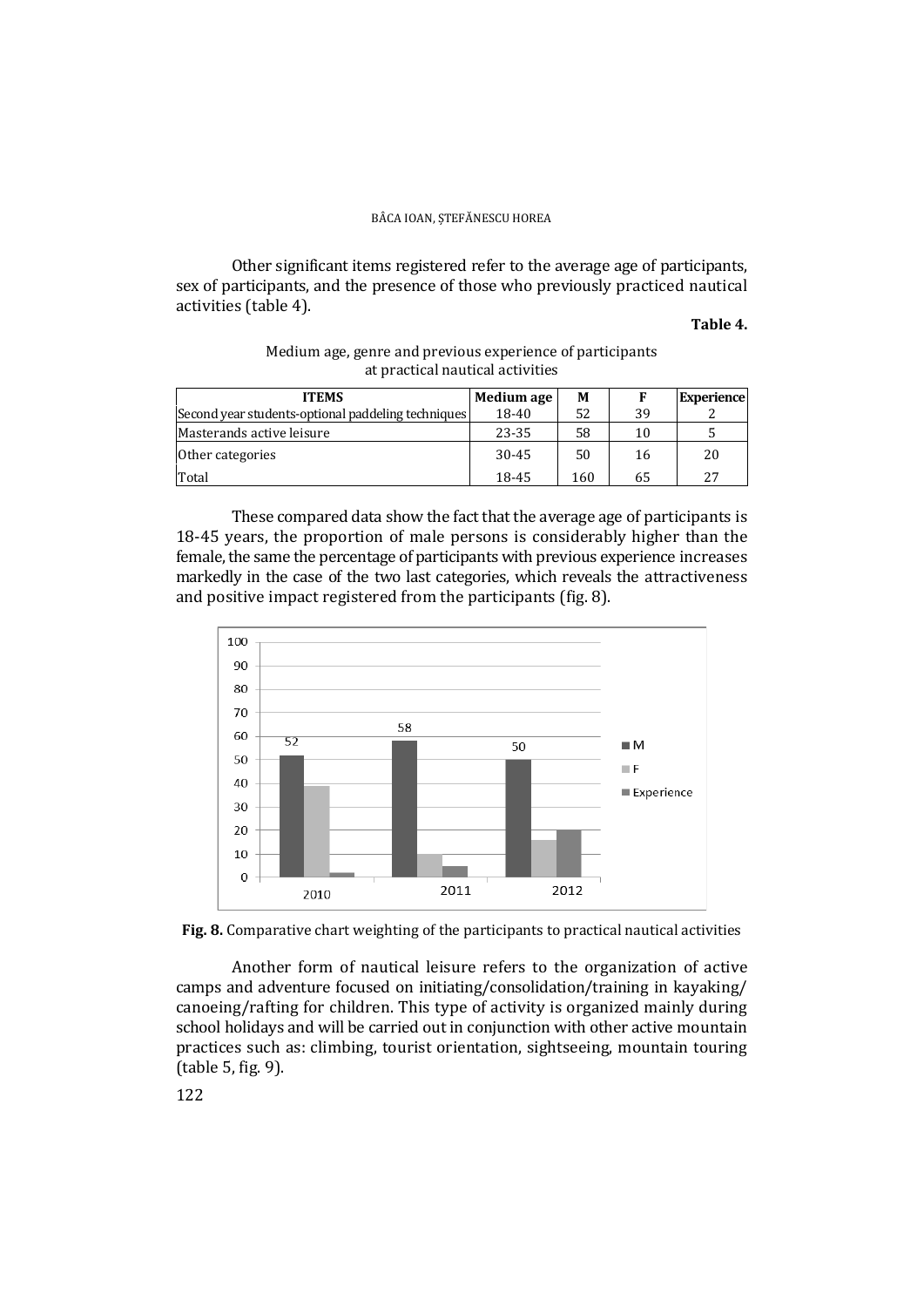Other significant items registered refer to the average age of participants, sex of participants, and the presence of those who previously practiced nautical activities (table 4).

**Table 4.**

Medium age, genre and previous experience of participants at practical nautical activities

| ITEMS | Medium age | M | F | Experience |
|---|---|---|---|---|
| Second year students-optional paddeling techniques | 18-40 | 52 | 39 | 2 |
| Masterands active leisure | 23-35 | 58 | 10 | 5 |
| Other categories | 30-45 | 50 | 16 | 20 |
| Total | 18-45 | 160 | 65 | 27 |

These compared data show the fact that the average age of participants is 18-45 years, the proportion of male persons is considerably higher than the female, the same the percentage of participants with previous experience increases markedly in the case of the two last categories, which reveals the attractiveness and positive impact registered from the participants (fig. 8).

**Fig. 8.** Comparative chart weighting of the participants to practical nautical activities

Another form of nautical leisure refers to the organization of active camps and adventure focused on initiating/consolidation/training in kayaking/ canoeing/rafting for children. This type of activity is organized mainly during school holidays and will be carried out in conjunction with other active mountain practices such as: climbing, tourist orientation, sightseeing, mountain touring (table 5, fig. 9).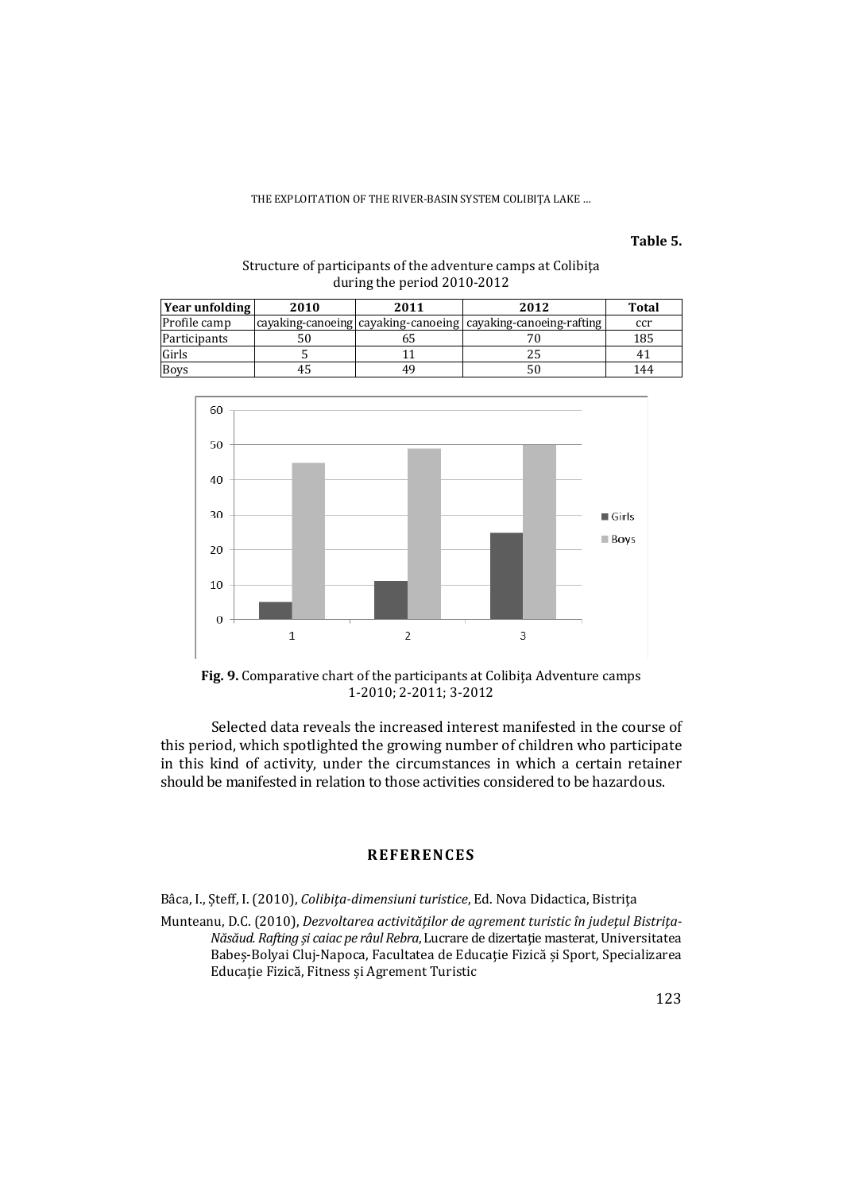**Table 5.**

Structure of participants of the adventure camps at Colibița during the period 2010-2012

| Year unfolding | 2010 | 2011 | 2012 | Total |
|---|---|---|---|---|
| Profile camp | cayaking-canoeing | cayaking-canoeing | cayaking-canoeing-rafting | ccr |
| Participants | 50 | 65 | 70 | 185 |
| Girls | 5 | 11 | 25 | 41 |
| Boys | 45 | 49 | 50 | 144 |

**Fig. 9.** Comparative chart of the participants at Colibița Adventure camps 1-2010; 2-2011; 3-2012

Selected data reveals the increased interest manifested in the course of this period, which spotlighted the growing number of children who participate in this kind of activity, under the circumstances in which a certain retainer should be manifested in relation to those activities considered to be hazardous.

## REFERENCES

Bâca, I., Șteff, I. (2010), *Colibița-dimensiuni turistice*, Ed. Nova Didactica, Bistrița

Munteanu, D.C. (2010), *Dezvoltarea activităților de agrement turistic în județul Bistrița-Năsăud. Rafting și caiac pe râul Rebra*, Lucrare de dizertație masterat, Universitatea Babeș-Bolyai Cluj-Napoca, Facultatea de Educație Fizică și Sport, Specializarea Educație Fizică, Fitness și Agrement Turistic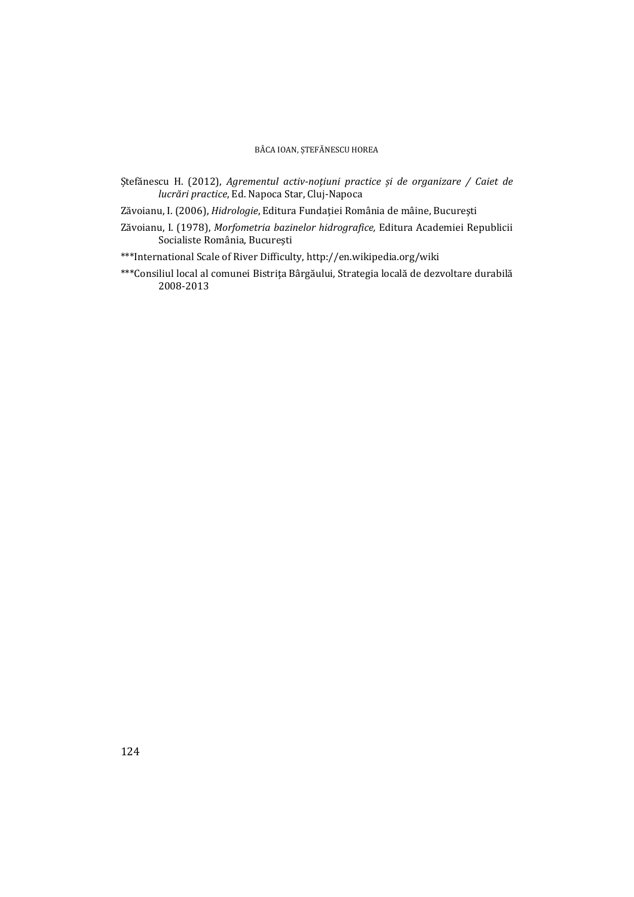Ştefănescu H. (2012), *Agrementul activ-noţiuni practice şi de organizare / Caiet de lucrări practice*, Ed. Napoca Star, Cluj-Napoca

Zăvoianu, I. (2006), *Hidrologie*, Editura Fundaţiei România de mâine, Bucureşti

Zăvoianu, I. (1978), *Morfometria bazinelor hidrografice,* Editura Academiei Republicii Socialiste România, Bucureşti

***International Scale of River Difficulty, http://en.wikipedia.org/wiki

***Consiliul local al comunei Bistriţa Bârgăului, Strategia locală de dezvoltare durabilă 2008-2013